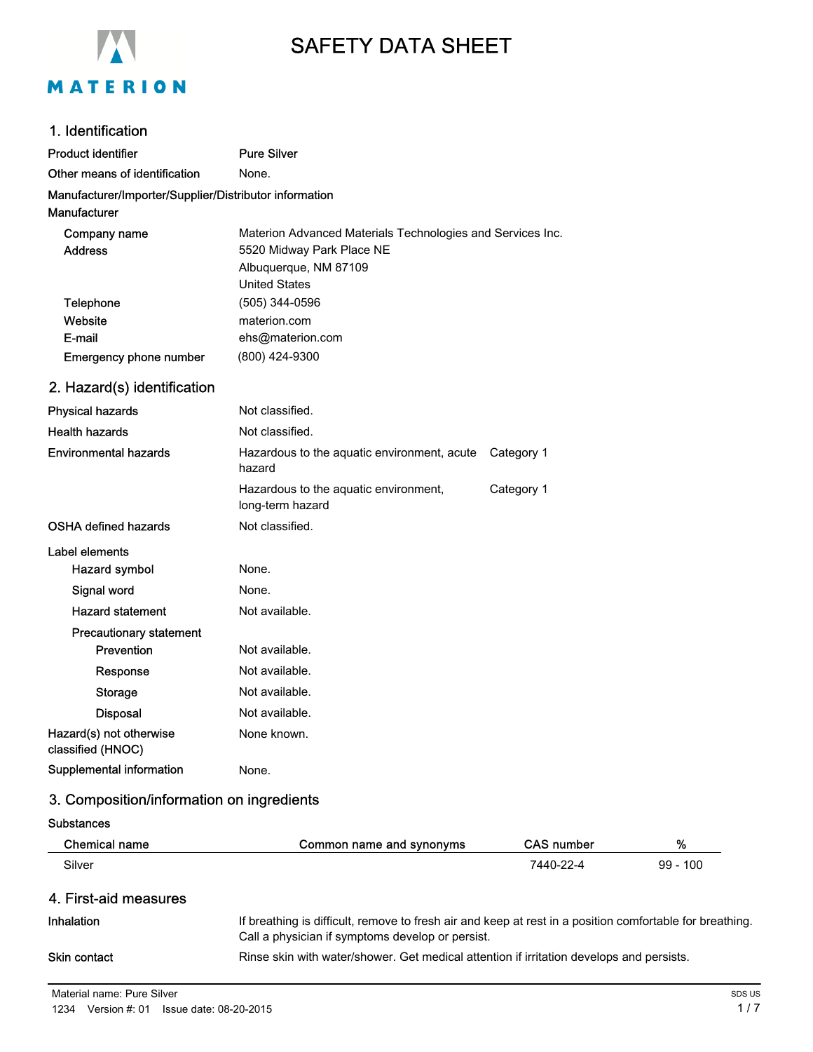MATERION

# SAFETY DATA SHEET

## 1. Identification

| | |
|---|---|
| Product identifier | Pure Silver |
| Other means of identification | None. |

**Manufacturer/Importer/Supplier/Distributor information**

**Manufacturer**

| | |
|---|---|
| Company name | Materion Advanced Materials Technologies and Services Inc. |
| Address | 5520 Midway Park Place NE<br>Albuquerque, NM 87109<br>United States |
| Telephone | (505) 344-0596 |
| Website | materion.com |
| E-mail | ehs@materion.com |
| Emergency phone number | (800) 424-9300 |

## 2. Hazard(s) identification

| | | |
|---|---|---|
| Physical hazards | Not classified. | |
| Health hazards | Not classified. | |
| Environmental hazards | Hazardous to the aquatic environment, acute hazard | Category 1 |
| | Hazardous to the aquatic environment, long-term hazard | Category 1 |
| OSHA defined hazards | Not classified. | |

**Label elements**

| | |
|---|---|
| Hazard symbol | None. |
| Signal word | None. |
| Hazard statement | Not available. |

**Precautionary statement**

| | |
|---|---|
| Prevention | Not available. |
| Response | Not available. |
| Storage | Not available. |
| Disposal | Not available. |
| Hazard(s) not otherwise classified (HNOC) | None known. |
| Supplemental information | None. |

## 3. Composition/information on ingredients

**Substances**

| Chemical name | Common name and synonyms | CAS number | % |
|---|---|---|---|
| Silver | | 7440-22-4 | 99 - 100 |

## 4. First-aid measures

| | |
|---|---|
| Inhalation | If breathing is difficult, remove to fresh air and keep at rest in a position comfortable for breathing. Call a physician if symptoms develop or persist. |
| Skin contact | Rinse skin with water/shower. Get medical attention if irritation develops and persists. |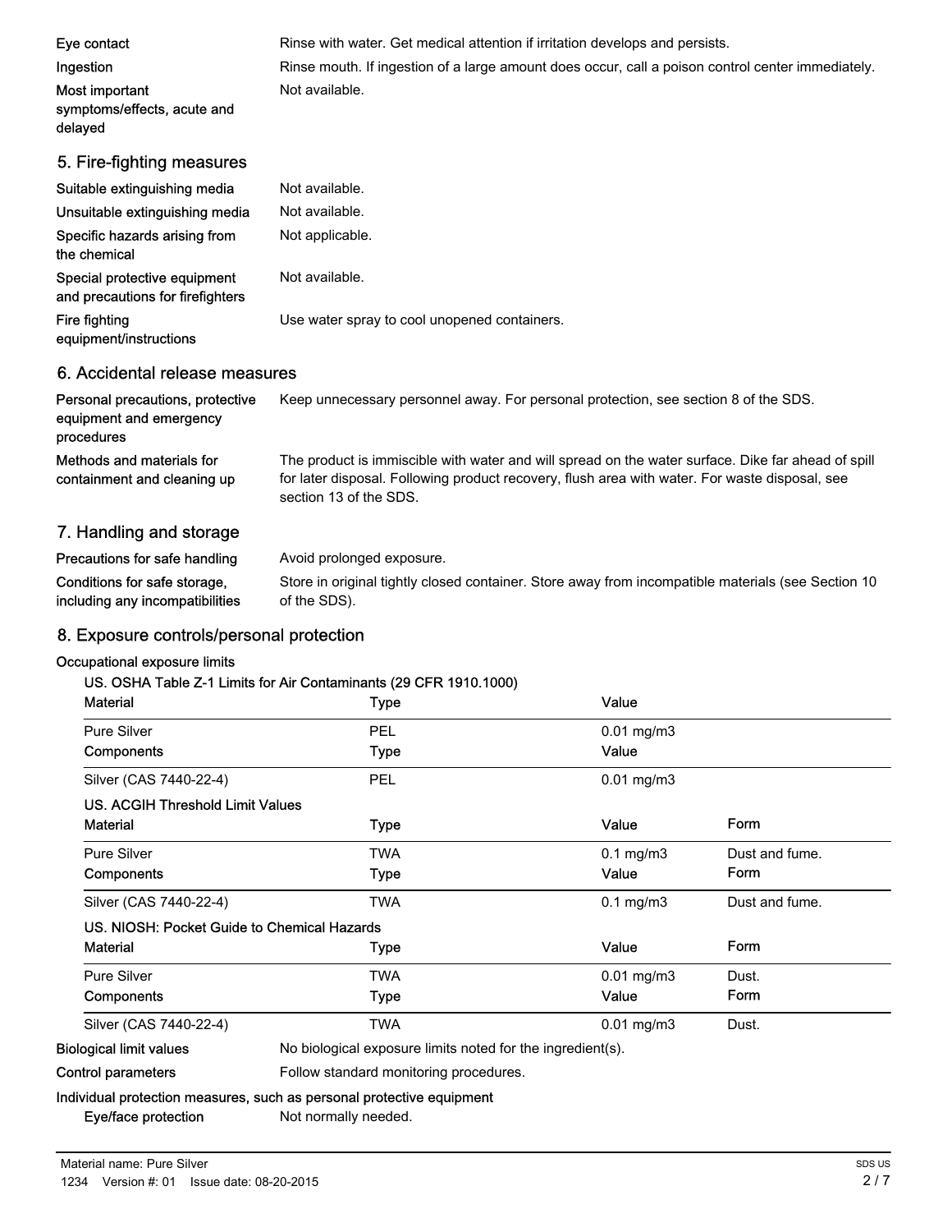| | |
|---|---|
| **Eye contact** | Rinse with water. Get medical attention if irritation develops and persists. |
| **Ingestion** | Rinse mouth. If ingestion of a large amount does occur, call a poison control center immediately. |
| **Most important symptoms/effects, acute and delayed** | Not available. |

## 5. Fire-fighting measures

| | |
|---|---|
| **Suitable extinguishing media** | Not available. |
| **Unsuitable extinguishing media** | Not available. |
| **Specific hazards arising from the chemical** | Not applicable. |
| **Special protective equipment and precautions for firefighters** | Not available. |
| **Fire fighting equipment/instructions** | Use water spray to cool unopened containers. |

## 6. Accidental release measures

| | |
|---|---|
| **Personal precautions, protective equipment and emergency procedures** | Keep unnecessary personnel away. For personal protection, see section 8 of the SDS. |
| **Methods and materials for containment and cleaning up** | The product is immiscible with water and will spread on the water surface. Dike far ahead of spill for later disposal. Following product recovery, flush area with water. For waste disposal, see section 13 of the SDS. |

## 7. Handling and storage

| | |
|---|---|
| **Precautions for safe handling** | Avoid prolonged exposure. |
| **Conditions for safe storage, including any incompatibilities** | Store in original tightly closed container. Store away from incompatible materials (see Section 10 of the SDS). |

## 8. Exposure controls/personal protection

**Occupational exposure limits**

**US. OSHA Table Z-1 Limits for Air Contaminants (29 CFR 1910.1000)**

| Material | Type | Value |
|---|---|---|
| Pure Silver | PEL | 0.01 mg/m3 |
| **Components** | **Type** | **Value** |
| Silver (CAS 7440-22-4) | PEL | 0.01 mg/m3 |

**US. ACGIH Threshold Limit Values**

| Material | Type | Value | Form |
|---|---|---|---|
| Pure Silver | TWA | 0.1 mg/m3 | Dust and fume. |
| **Components** | **Type** | **Value** | **Form** |
| Silver (CAS 7440-22-4) | TWA | 0.1 mg/m3 | Dust and fume. |

**US. NIOSH: Pocket Guide to Chemical Hazards**

| Material | Type | Value | Form |
|---|---|---|---|
| Pure Silver | TWA | 0.01 mg/m3 | Dust. |
| **Components** | **Type** | **Value** | **Form** |
| Silver (CAS 7440-22-4) | TWA | 0.01 mg/m3 | Dust. |

| | |
|---|---|
| **Biological limit values** | No biological exposure limits noted for the ingredient(s). |
| **Control parameters** | Follow standard monitoring procedures. |

**Individual protection measures, such as personal protective equipment**

| | |
|---|---|
| **Eye/face protection** | Not normally needed. |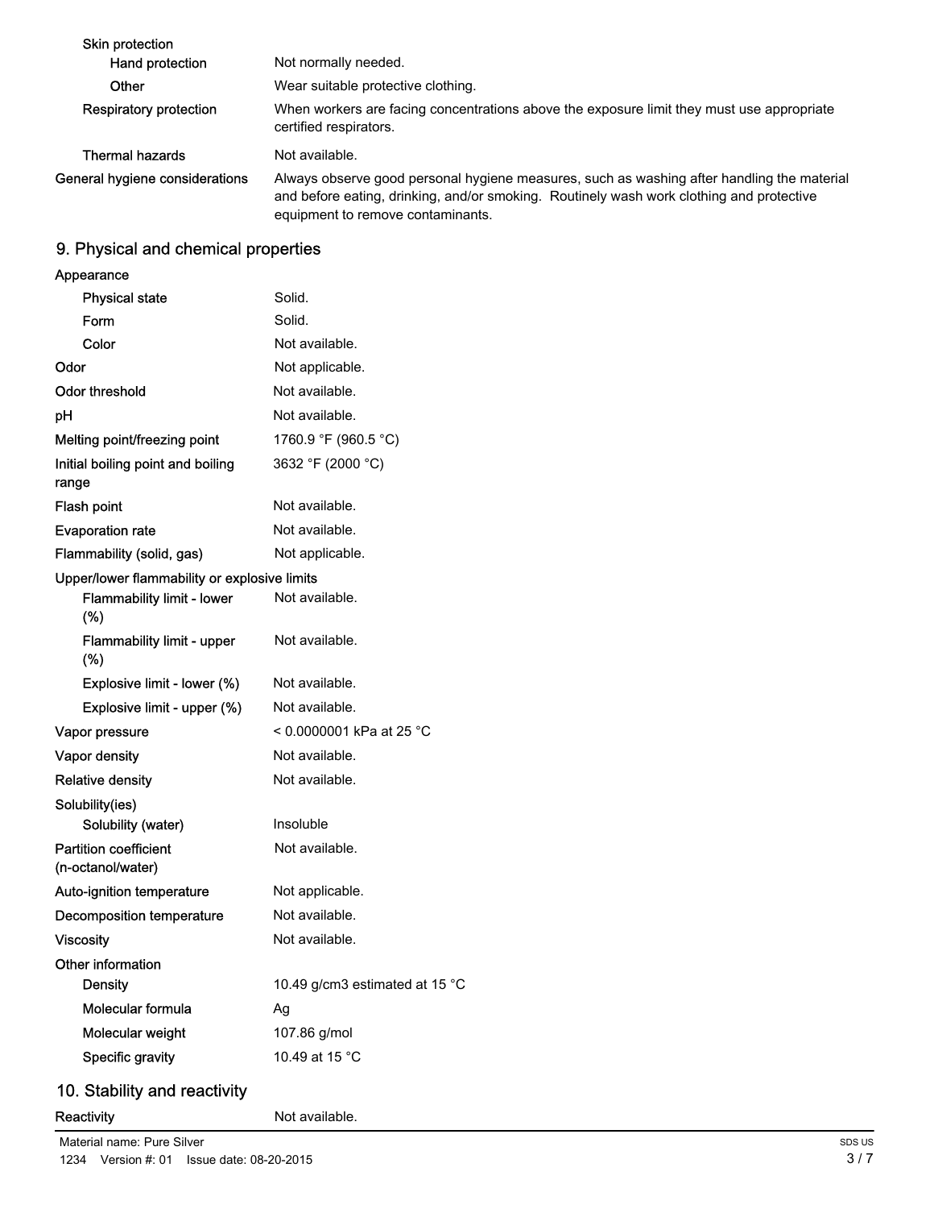| | |
|---|---|
| **Skin protection** | |
| Hand protection | Not normally needed. |
| Other | Wear suitable protective clothing. |
| **Respiratory protection** | When workers are facing concentrations above the exposure limit they must use appropriate certified respirators. |
| **Thermal hazards** | Not available. |
| **General hygiene considerations** | Always observe good personal hygiene measures, such as washing after handling the material and before eating, drinking, and/or smoking. Routinely wash work clothing and protective equipment to remove contaminants. |

## 9. Physical and chemical properties

| | |
|---|---|
| **Appearance** | |
| Physical state | Solid. |
| Form | Solid. |
| Color | Not available. |
| **Odor** | Not applicable. |
| **Odor threshold** | Not available. |
| **pH** | Not available. |
| **Melting point/freezing point** | 1760.9 °F (960.5 °C) |
| **Initial boiling point and boiling range** | 3632 °F (2000 °C) |
| **Flash point** | Not available. |
| **Evaporation rate** | Not available. |
| **Flammability (solid, gas)** | Not applicable. |
| **Upper/lower flammability or explosive limits** | |
| Flammability limit - lower (%) | Not available. |
| Flammability limit - upper (%) | Not available. |
| Explosive limit - lower (%) | Not available. |
| Explosive limit - upper (%) | Not available. |
| **Vapor pressure** | < 0.0000001 kPa at 25 °C |
| **Vapor density** | Not available. |
| **Relative density** | Not available. |
| **Solubility(ies)** | |
| Solubility (water) | Insoluble |
| **Partition coefficient (n-octanol/water)** | Not available. |
| **Auto-ignition temperature** | Not applicable. |
| **Decomposition temperature** | Not available. |
| **Viscosity** | Not available. |
| **Other information** | |
| Density | 10.49 g/cm3 estimated at 15 °C |
| Molecular formula | Ag |
| Molecular weight | 107.86 g/mol |
| Specific gravity | 10.49 at 15 °C |

## 10. Stability and reactivity

| | |
|---|---|
| **Reactivity** | Not available. |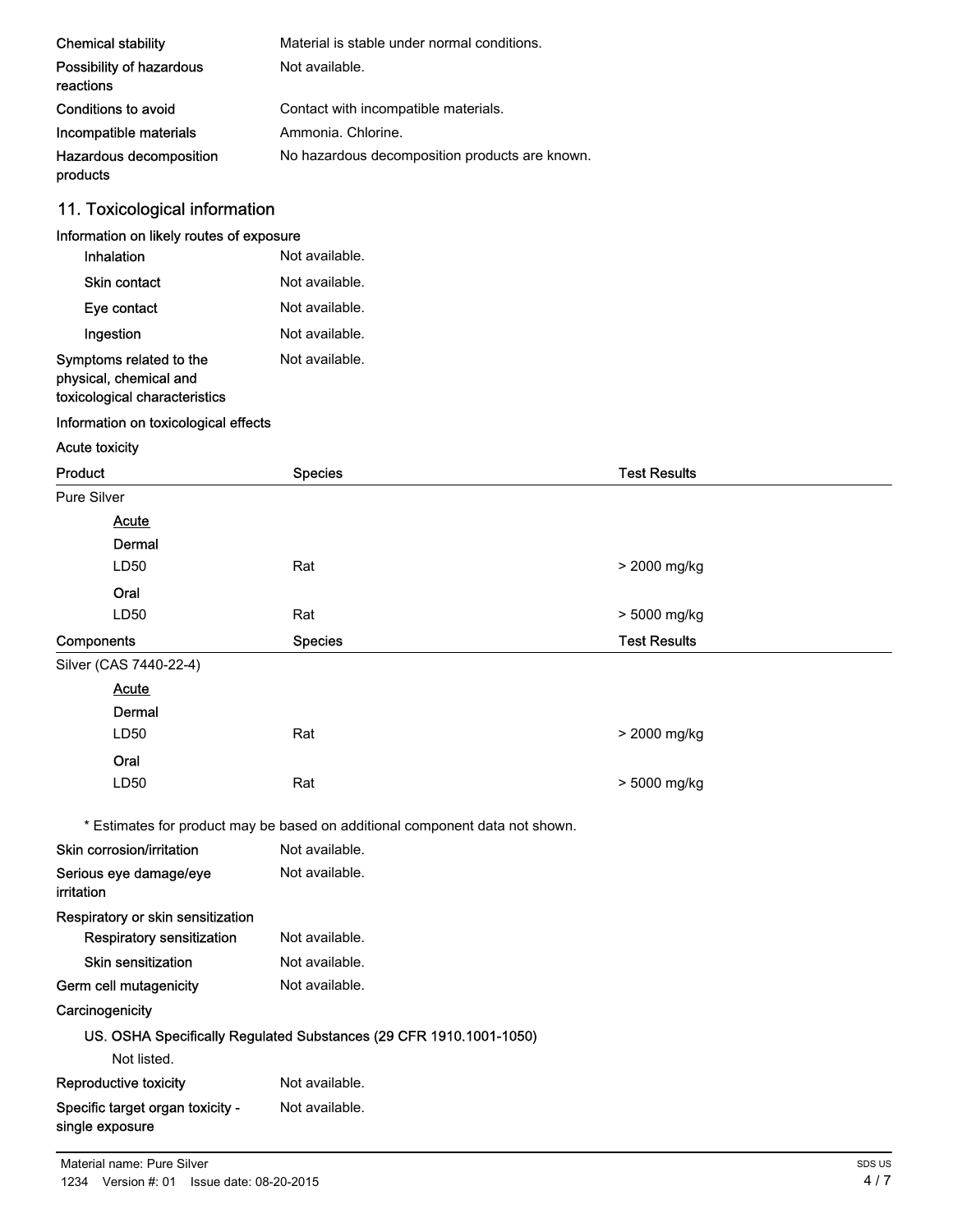| | |
|---|---|
| **Chemical stability** | Material is stable under normal conditions. |
| **Possibility of hazardous reactions** | Not available. |
| **Conditions to avoid** | Contact with incompatible materials. |
| **Incompatible materials** | Ammonia. Chlorine. |
| **Hazardous decomposition products** | No hazardous decomposition products are known. |

## 11. Toxicological information

**Information on likely routes of exposure**

| | |
|---|---|
| **Inhalation** | Not available. |
| **Skin contact** | Not available. |
| **Eye contact** | Not available. |
| **Ingestion** | Not available. |
| **Symptoms related to the physical, chemical and toxicological characteristics** | Not available. |

**Information on toxicological effects**

**Acute toxicity**

| Product | Species | Test Results |
|---|---|---|
| Pure Silver | | |
| Acute | | |
| Dermal | | |
| LD50 | Rat | > 2000 mg/kg |
| Oral | | |
| LD50 | Rat | > 5000 mg/kg |
| **Components** | **Species** | **Test Results** |
| Silver (CAS 7440-22-4) | | |
| Acute | | |
| Dermal | | |
| LD50 | Rat | > 2000 mg/kg |
| Oral | | |
| LD50 | Rat | > 5000 mg/kg |

* Estimates for product may be based on additional component data not shown.

| | |
|---|---|
| **Skin corrosion/irritation** | Not available. |
| **Serious eye damage/eye irritation** | Not available. |

**Respiratory or skin sensitization**

| | |
|---|---|
| **Respiratory sensitization** | Not available. |
| **Skin sensitization** | Not available. |
| **Germ cell mutagenicity** | Not available. |

**Carcinogenicity**

**US. OSHA Specifically Regulated Substances (29 CFR 1910.1001-1050)**

Not listed.

| | |
|---|---|
| **Reproductive toxicity** | Not available. |
| **Specific target organ toxicity - single exposure** | Not available. |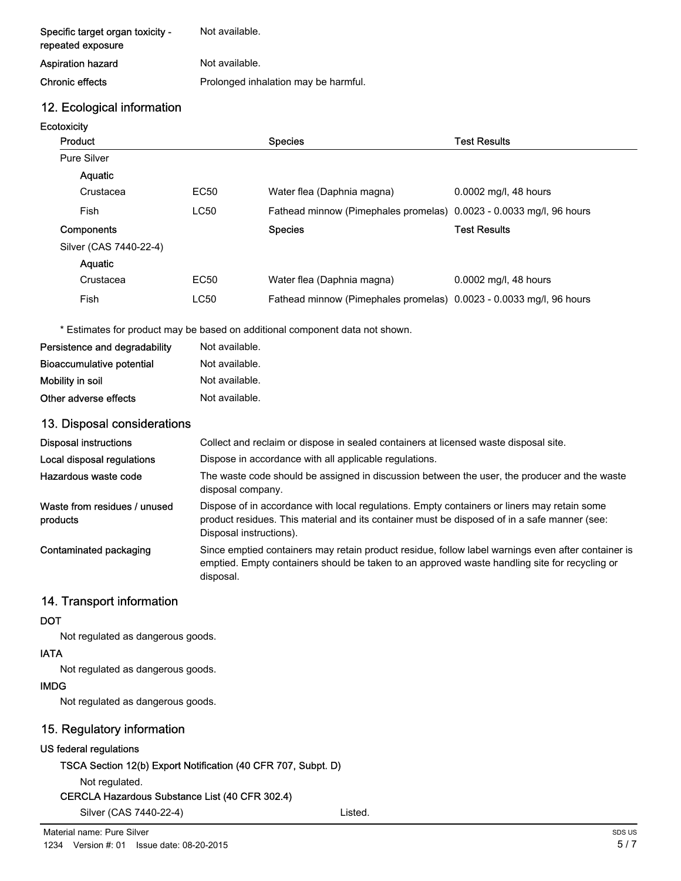| | |
|---|---|
| **Specific target organ toxicity - repeated exposure** | Not available. |
| **Aspiration hazard** | Not available. |
| **Chronic effects** | Prolonged inhalation may be harmful. |

## 12. Ecological information

**Ecotoxicity**

| Product | | Species | Test Results |
|---|---|---|---|
| Pure Silver | | | |
| Aquatic | | | |
| Crustacea | EC50 | Water flea (Daphnia magna) | 0.0002 mg/l, 48 hours |
| Fish | LC50 | Fathead minnow (Pimephales promelas) | 0.0023 - 0.0033 mg/l, 96 hours |
| **Components** | | **Species** | **Test Results** |
| Silver (CAS 7440-22-4) | | | |
| Aquatic | | | |
| Crustacea | EC50 | Water flea (Daphnia magna) | 0.0002 mg/l, 48 hours |
| Fish | LC50 | Fathead minnow (Pimephales promelas) | 0.0023 - 0.0033 mg/l, 96 hours |

* Estimates for product may be based on additional component data not shown.

| | |
|---|---|
| **Persistence and degradability** | Not available. |
| **Bioaccumulative potential** | Not available. |
| **Mobility in soil** | Not available. |
| **Other adverse effects** | Not available. |

## 13. Disposal considerations

| | |
|---|---|
| **Disposal instructions** | Collect and reclaim or dispose in sealed containers at licensed waste disposal site. |
| **Local disposal regulations** | Dispose in accordance with all applicable regulations. |
| **Hazardous waste code** | The waste code should be assigned in discussion between the user, the producer and the waste disposal company. |
| **Waste from residues / unused products** | Dispose of in accordance with local regulations. Empty containers or liners may retain some product residues. This material and its container must be disposed of in a safe manner (see: Disposal instructions). |
| **Contaminated packaging** | Since emptied containers may retain product residue, follow label warnings even after container is emptied. Empty containers should be taken to an approved waste handling site for recycling or disposal. |

## 14. Transport information

**DOT**

Not regulated as dangerous goods.

**IATA**

Not regulated as dangerous goods.

**IMDG**

Not regulated as dangerous goods.

## 15. Regulatory information

**US federal regulations**

**TSCA Section 12(b) Export Notification (40 CFR 707, Subpt. D)**

Not regulated.

**CERCLA Hazardous Substance List (40 CFR 302.4)**

| | |
|---|---|
| Silver (CAS 7440-22-4) | Listed. |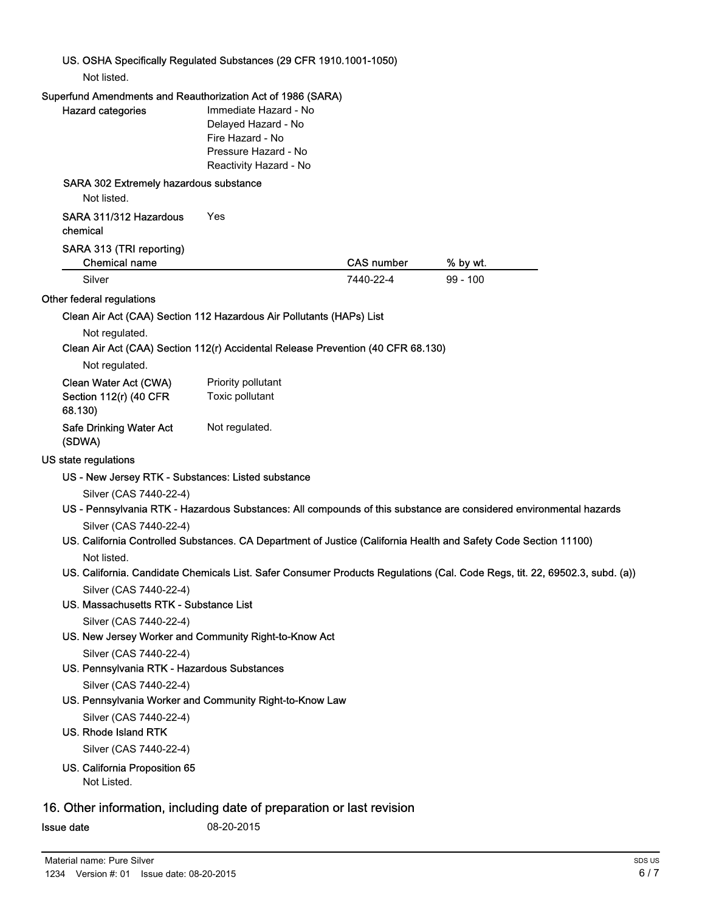### US. OSHA Specifically Regulated Substances (29 CFR 1910.1001-1050)

Not listed.

### Superfund Amendments and Reauthorization Act of 1986 (SARA)

**Hazard categories**

- Immediate Hazard - No
- Delayed Hazard - No
- Fire Hazard - No
- Pressure Hazard - No
- Reactivity Hazard - No

**SARA 302 Extremely hazardous substance**

Not listed.

**SARA 311/312 Hazardous chemical** Yes

**SARA 313 (TRI reporting)**

| Chemical name | CAS number | % by wt. |
| --- | --- | --- |
| Silver | 7440-22-4 | 99 - 100 |

### Other federal regulations

**Clean Air Act (CAA) Section 112 Hazardous Air Pollutants (HAPs) List**

Not regulated.

**Clean Air Act (CAA) Section 112(r) Accidental Release Prevention (40 CFR 68.130)**

Not regulated.

**Clean Water Act (CWA) Section 112(r) (40 CFR 68.130)**

- Priority pollutant
- Toxic pollutant

**Safe Drinking Water Act (SDWA)** Not regulated.

### US state regulations

**US - New Jersey RTK - Substances: Listed substance**

Silver (CAS 7440-22-4)

**US - Pennsylvania RTK - Hazardous Substances: All compounds of this substance are considered environmental hazards**

Silver (CAS 7440-22-4)

**US. California Controlled Substances. CA Department of Justice (California Health and Safety Code Section 11100)**

Not listed.

**US. California. Candidate Chemicals List. Safer Consumer Products Regulations (Cal. Code Regs, tit. 22, 69502.3, subd. (a))**

Silver (CAS 7440-22-4)

**US. Massachusetts RTK - Substance List**

Silver (CAS 7440-22-4)

**US. New Jersey Worker and Community Right-to-Know Act**

Silver (CAS 7440-22-4)

**US. Pennsylvania RTK - Hazardous Substances**

Silver (CAS 7440-22-4)

**US. Pennsylvania Worker and Community Right-to-Know Law**

Silver (CAS 7440-22-4)

**US. Rhode Island RTK**

Silver (CAS 7440-22-4)

**US. California Proposition 65**

Not Listed.

## 16. Other information, including date of preparation or last revision

**Issue date** 08-20-2015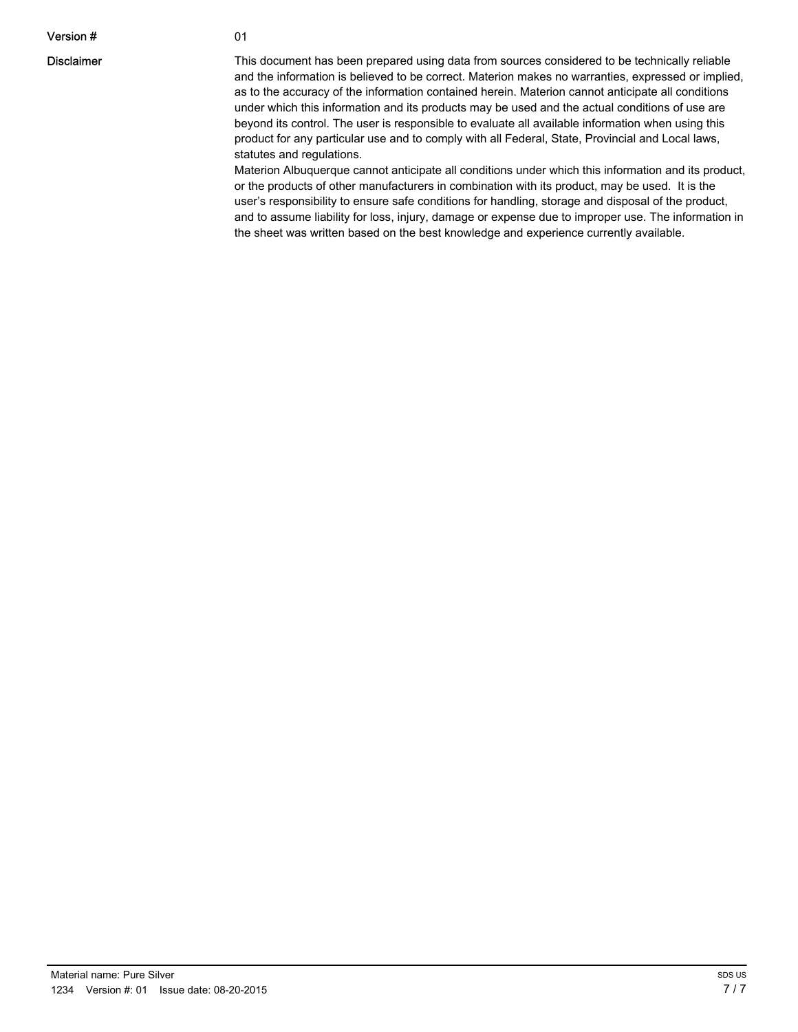**Version #** 01

**Disclaimer**

This document has been prepared using data from sources considered to be technically reliable and the information is believed to be correct. Materion makes no warranties, expressed or implied, as to the accuracy of the information contained herein. Materion cannot anticipate all conditions under which this information and its products may be used and the actual conditions of use are beyond its control. The user is responsible to evaluate all available information when using this product for any particular use and to comply with all Federal, State, Provincial and Local laws, statutes and regulations.

Materion Albuquerque cannot anticipate all conditions under which this information and its product, or the products of other manufacturers in combination with its product, may be used. It is the user's responsibility to ensure safe conditions for handling, storage and disposal of the product, and to assume liability for loss, injury, damage or expense due to improper use. The information in the sheet was written based on the best knowledge and experience currently available.